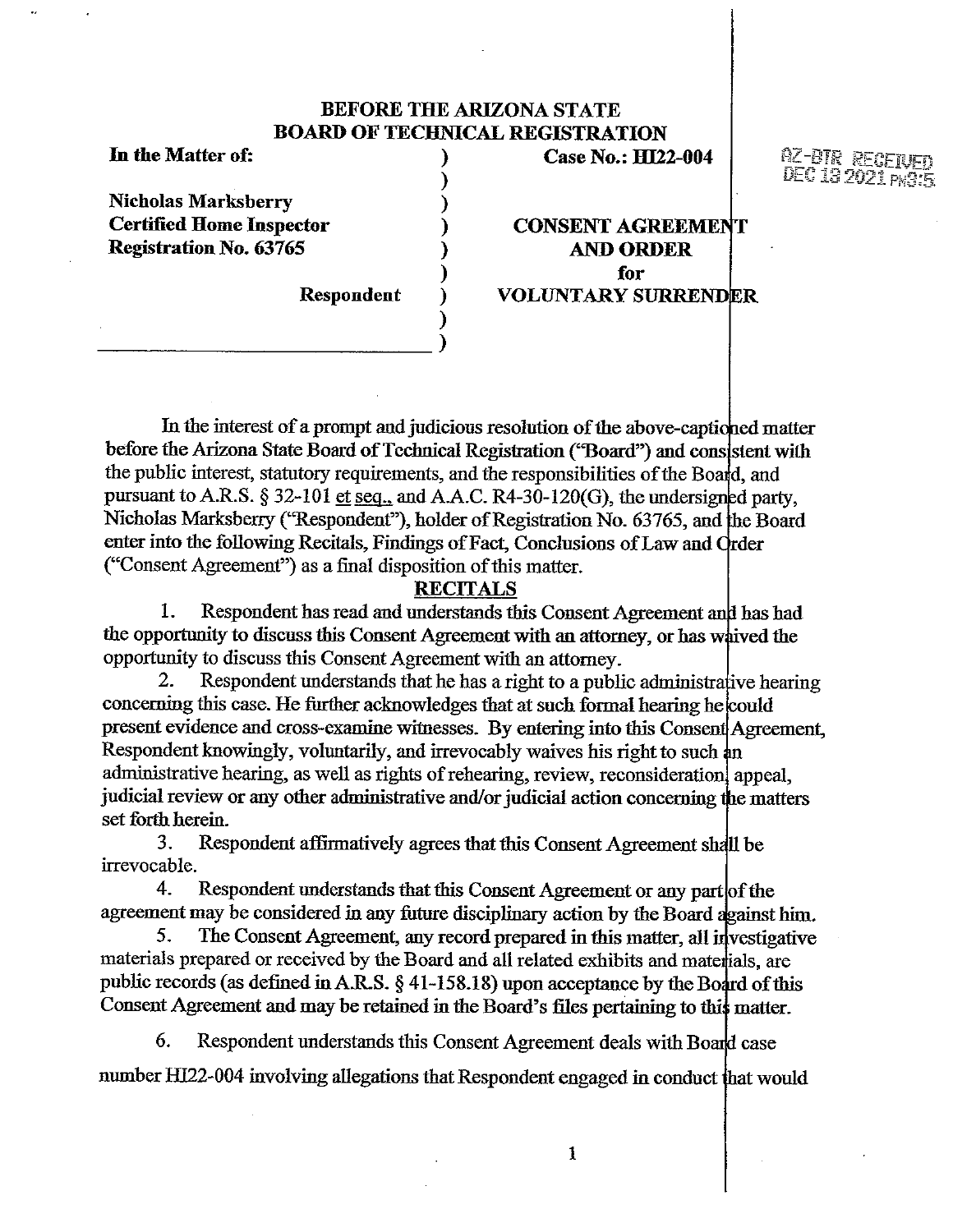# BEFORE THE ARIZONA STATE BOARD OF TECHNICAL REGISTRATION

AZ-BTR RECEIVED DEC 13 2021 PM3:5

| | |
|---|---|
| **In the Matter of:**<br><br>**Nicholas Marksberry**<br>**Certified Home Inspector**<br>**Registration No. 63765**<br><br>**Respondent** | **Case No.: HI22-004**<br><br>**CONSENT AGREEMENT AND ORDER for VOLUNTARY SURRENDER** |

In the interest of a prompt and judicious resolution of the above-captioned matter before the Arizona State Board of Technical Registration ("Board") and consistent with the public interest, statutory requirements, and the responsibilities of the Board, and pursuant to A.R.S. § 32-101 et seq., and A.A.C. R4-30-120(G), the undersigned party, Nicholas Marksberry ("Respondent"), holder of Registration No. 63765, and the Board enter into the following Recitals, Findings of Fact, Conclusions of Law and Order ("Consent Agreement") as a final disposition of this matter.

## RECITALS

1. Respondent has read and understands this Consent Agreement and has had the opportunity to discuss this Consent Agreement with an attorney, or has waived the opportunity to discuss this Consent Agreement with an attorney.

2. Respondent understands that he has a right to a public administrative hearing concerning this case. He further acknowledges that at such formal hearing he could present evidence and cross-examine witnesses. By entering into this Consent Agreement, Respondent knowingly, voluntarily, and irrevocably waives his right to such an administrative hearing, as well as rights of rehearing, review, reconsideration, appeal, judicial review or any other administrative and/or judicial action concerning the matters set forth herein.

3. Respondent affirmatively agrees that this Consent Agreement shall be irrevocable.

4. Respondent understands that this Consent Agreement or any part of the agreement may be considered in any future disciplinary action by the Board against him.

5. The Consent Agreement, any record prepared in this matter, all investigative materials prepared or received by the Board and all related exhibits and materials, are public records (as defined in A.R.S. § 41-158.18) upon acceptance by the Board of this Consent Agreement and may be retained in the Board's files pertaining to this matter.

6. Respondent understands this Consent Agreement deals with Board case number HI22-004 involving allegations that Respondent engaged in conduct that would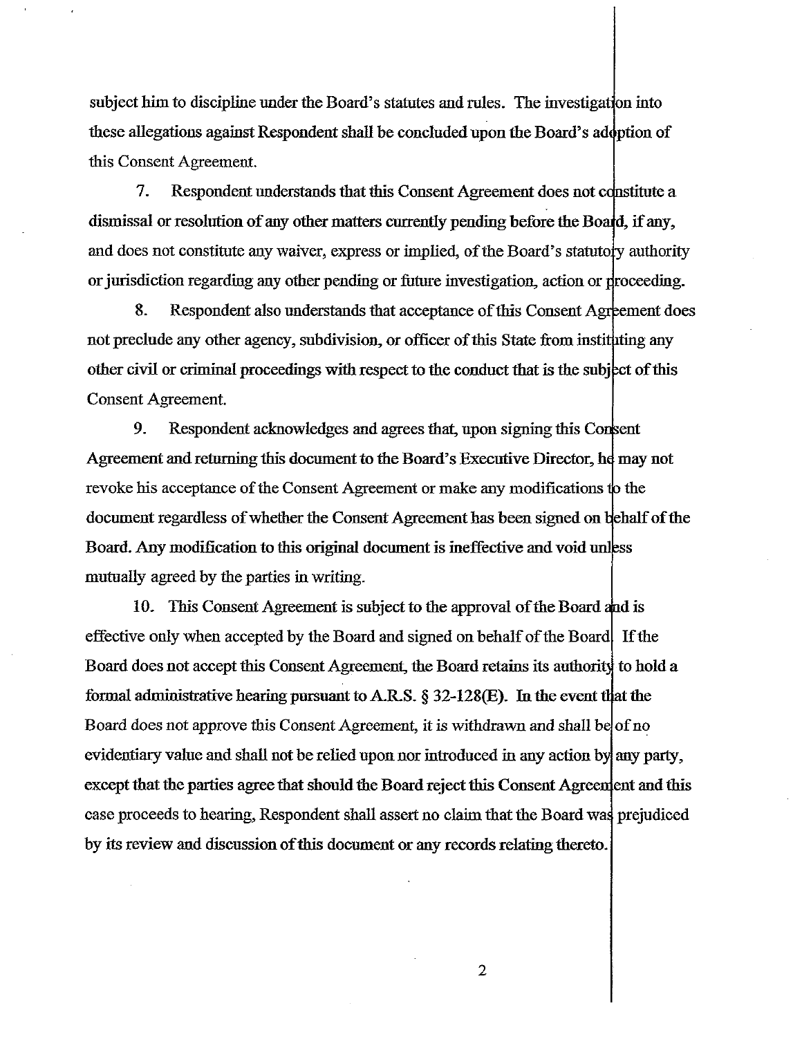subject him to discipline under the Board's statutes and rules. The investigation into these allegations against Respondent shall be concluded upon the Board's adoption of this Consent Agreement.

7. Respondent understands that this Consent Agreement does not constitute a dismissal or resolution of any other matters currently pending before the Board, if any, and does not constitute any waiver, express or implied, of the Board's statutory authority or jurisdiction regarding any other pending or future investigation, action or proceeding.

8. Respondent also understands that acceptance of this Consent Agreement does not preclude any other agency, subdivision, or officer of this State from instituting any other civil or criminal proceedings with respect to the conduct that is the subject of this Consent Agreement.

9. Respondent acknowledges and agrees that, upon signing this Consent Agreement and returning this document to the Board's Executive Director, he may not revoke his acceptance of the Consent Agreement or make any modifications to the document regardless of whether the Consent Agreement has been signed on behalf of the Board. Any modification to this original document is ineffective and void unless mutually agreed by the parties in writing.

10. This Consent Agreement is subject to the approval of the Board and is effective only when accepted by the Board and signed on behalf of the Board. If the Board does not accept this Consent Agreement, the Board retains its authority to hold a formal administrative hearing pursuant to A.R.S. § 32-128(E). In the event that the Board does not approve this Consent Agreement, it is withdrawn and shall be of no evidentiary value and shall not be relied upon nor introduced in any action by any party, except that the parties agree that should the Board reject this Consent Agreement and this case proceeds to hearing, Respondent shall assert no claim that the Board was prejudiced by its review and discussion of this document or any records relating thereto.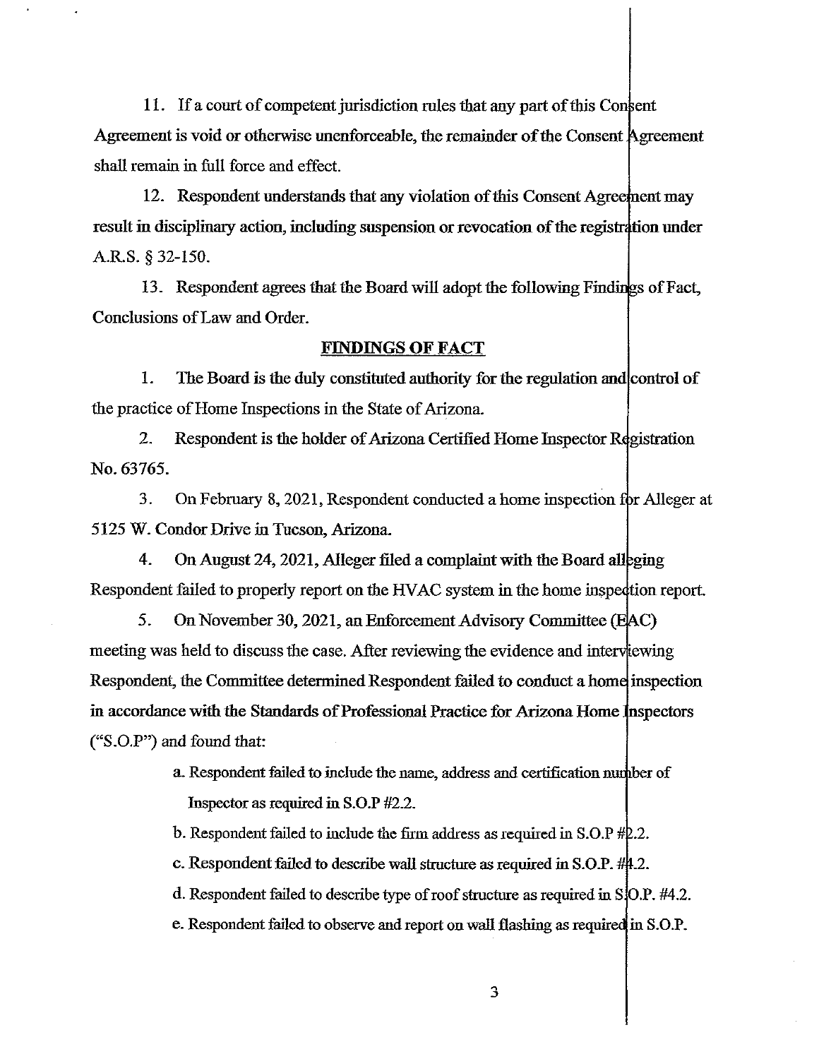11. If a court of competent jurisdiction rules that any part of this Consent Agreement is void or otherwise unenforceable, the remainder of the Consent Agreement shall remain in full force and effect.

12. Respondent understands that any violation of this Consent Agreement may result in disciplinary action, including suspension or revocation of the registration under A.R.S. § 32-150.

13. Respondent agrees that the Board will adopt the following Findings of Fact, Conclusions of Law and Order.

## FINDINGS OF FACT

1. The Board is the duly constituted authority for the regulation and control of the practice of Home Inspections in the State of Arizona.

2. Respondent is the holder of Arizona Certified Home Inspector Registration No. 63765.

3. On February 8, 2021, Respondent conducted a home inspection for Alleger at 5125 W. Condor Drive in Tucson, Arizona.

4. On August 24, 2021, Alleger filed a complaint with the Board alleging Respondent failed to properly report on the HVAC system in the home inspection report.

5. On November 30, 2021, an Enforcement Advisory Committee (EAC) meeting was held to discuss the case. After reviewing the evidence and interviewing Respondent, the Committee determined Respondent failed to conduct a home inspection in accordance with the Standards of Professional Practice for Arizona Home Inspectors ("S.O.P") and found that:

   a. Respondent failed to include the name, address and certification number of Inspector as required in S.O.P #2.2.

   b. Respondent failed to include the firm address as required in S.O.P #2.2.

   c. Respondent failed to describe wall structure as required in S.O.P. #4.2.

   d. Respondent failed to describe type of roof structure as required in S.O.P. #4.2.

   e. Respondent failed to observe and report on wall flashing as required in S.O.P.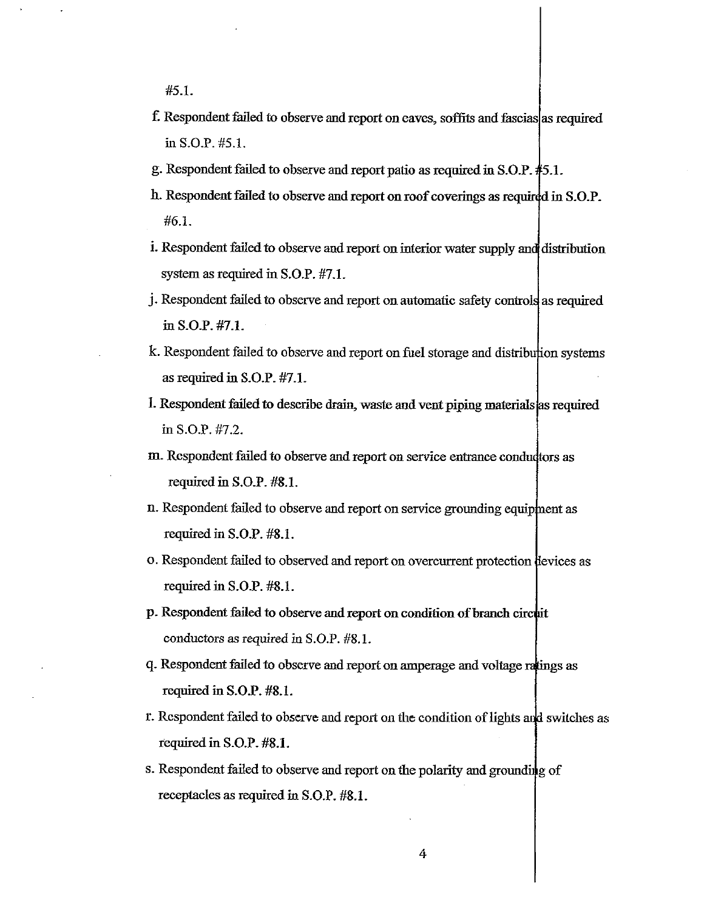#5.1.

f. Respondent failed to observe and report on eaves, soffits and fascias as required in S.O.P. #5.1.

g. Respondent failed to observe and report patio as required in S.O.P. #5.1.

h. Respondent failed to observe and report on roof coverings as required in S.O.P. #6.1.

i. Respondent failed to observe and report on interior water supply and distribution system as required in S.O.P. #7.1.

j. Respondent failed to observe and report on automatic safety controls as required in S.O.P. #7.1.

k. Respondent failed to observe and report on fuel storage and distribution systems as required in S.O.P. #7.1.

l. Respondent failed to describe drain, waste and vent piping materials as required in S.O.P. #7.2.

m. Respondent failed to observe and report on service entrance conductors as required in S.O.P. #8.1.

n. Respondent failed to observe and report on service grounding equipment as required in S.O.P. #8.1.

o. Respondent failed to observed and report on overcurrent protection devices as required in S.O.P. #8.1.

p. Respondent failed to observe and report on condition of branch circuit conductors as required in S.O.P. #8.1.

q. Respondent failed to observe and report on amperage and voltage ratings as required in S.O.P. #8.1.

r. Respondent failed to observe and report on the condition of lights and switches as required in S.O.P. #8.1.

s. Respondent failed to observe and report on the polarity and grounding of receptacles as required in S.O.P. #8.1.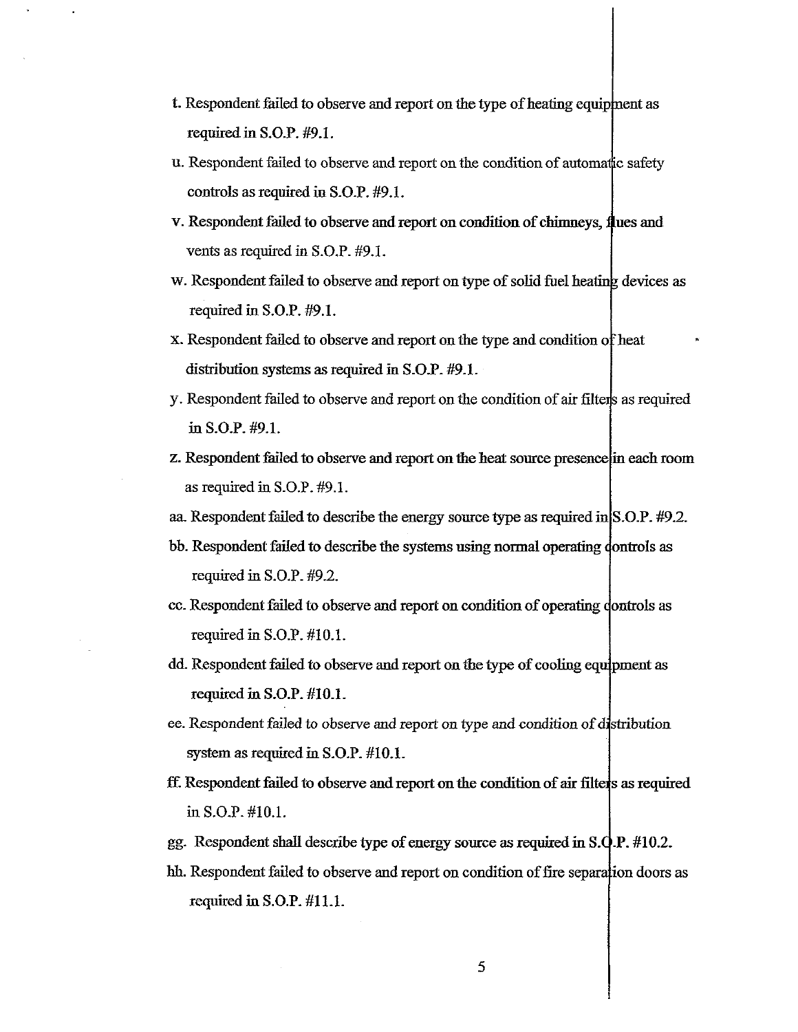t. Respondent failed to observe and report on the type of heating equipment as required in S.O.P. #9.1.

u. Respondent failed to observe and report on the condition of automatic safety controls as required in S.O.P. #9.1.

v. Respondent failed to observe and report on condition of chimneys, flues and vents as required in S.O.P. #9.1.

w. Respondent failed to observe and report on type of solid fuel heating devices as required in S.O.P. #9.1.

x. Respondent failed to observe and report on the type and condition of heat distribution systems as required in S.O.P. #9.1.

y. Respondent failed to observe and report on the condition of air filters as required in S.O.P. #9.1.

z. Respondent failed to observe and report on the heat source presence in each room as required in S.O.P. #9.1.

aa. Respondent failed to describe the energy source type as required in S.O.P. #9.2.

bb. Respondent failed to describe the systems using normal operating controls as required in S.O.P. #9.2.

cc. Respondent failed to observe and report on condition of operating controls as required in S.O.P. #10.1.

dd. Respondent failed to observe and report on the type of cooling equipment as required in S.O.P. #10.1.

ee. Respondent failed to observe and report on type and condition of distribution system as required in S.O.P. #10.1.

ff. Respondent failed to observe and report on the condition of air filters as required in S.O.P. #10.1.

gg. Respondent shall describe type of energy source as required in S.O.P. #10.2.

hh. Respondent failed to observe and report on condition of fire separation doors as required in S.O.P. #11.1.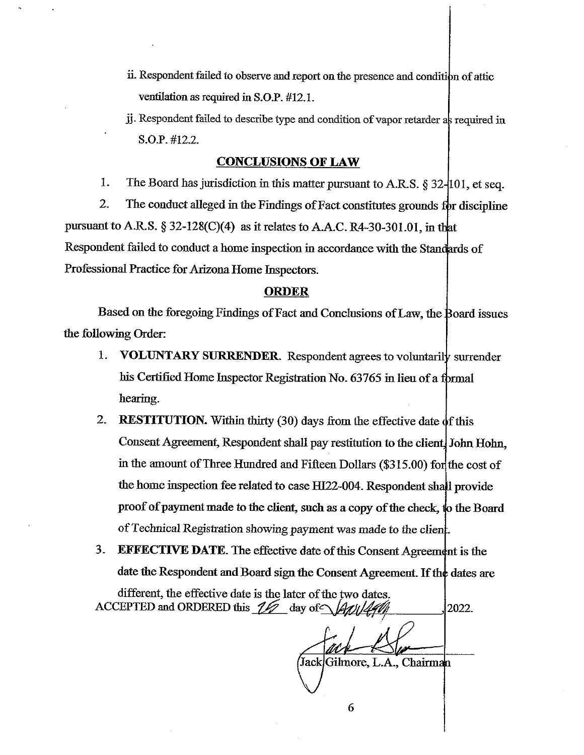ii. Respondent failed to observe and report on the presence and condition of attic ventilation as required in S.O.P. #12.1.

jj. Respondent failed to describe type and condition of vapor retarder as required in S.O.P. #12.2.

## CONCLUSIONS OF LAW

1. The Board has jurisdiction in this matter pursuant to A.R.S. § 32-101, et seq.

2. The conduct alleged in the Findings of Fact constitutes grounds for discipline pursuant to A.R.S. § 32-128(C)(4) as it relates to A.A.C. R4-30-301.01, in that Respondent failed to conduct a home inspection in accordance with the Standards of Professional Practice for Arizona Home Inspectors.

## ORDER

Based on the foregoing Findings of Fact and Conclusions of Law, the Board issues the following Order:

1. **VOLUNTARY SURRENDER.** Respondent agrees to voluntarily surrender his Certified Home Inspector Registration No. 63765 in lieu of a formal hearing.
2. **RESTITUTION.** Within thirty (30) days from the effective date of this Consent Agreement, Respondent shall pay restitution to the client, John Hohn, in the amount of Three Hundred and Fifteen Dollars ($315.00) for the cost of the home inspection fee related to case HI22-004. Respondent shall provide proof of payment made to the client, such as a copy of the check, to the Board of Technical Registration showing payment was made to the client.
3. **EFFECTIVE DATE.** The effective date of this Consent Agreement is the date the Respondent and Board sign the Consent Agreement. If the dates are different, the effective date is the later of the two dates.

ACCEPTED and ORDERED this 12 day of January, 2022.

Jack Gilmore, L.A., Chairman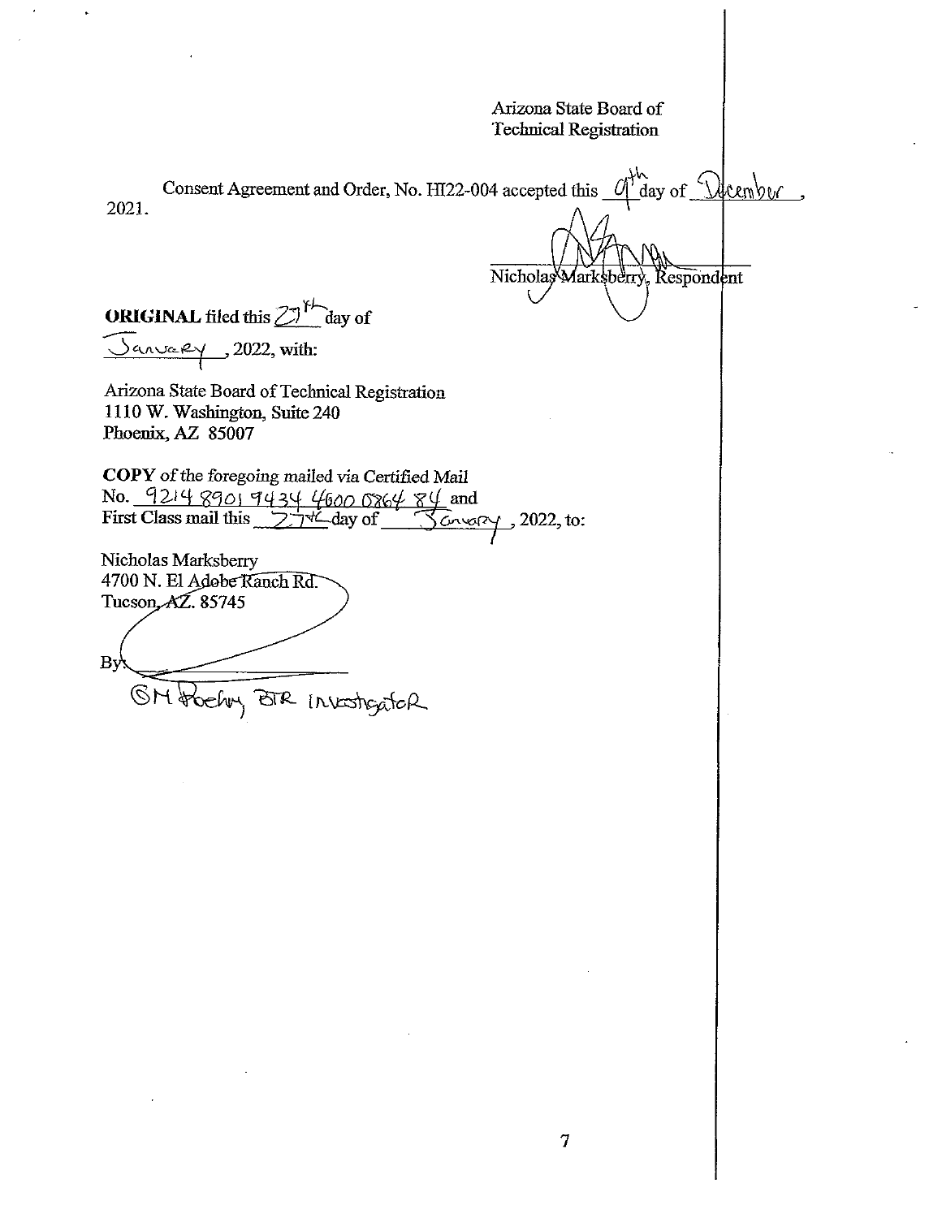Arizona State Board of
Technical Registration

Consent Agreement and Order, No. HI22-004 accepted this 9th day of December, 2021.

Nicholas Marksberry, Respondent

**ORIGINAL** filed this 27th day of January, 2022, with:

Arizona State Board of Technical Registration
1110 W. Washington, Suite 240
Phoenix, AZ 85007

**COPY** *of the foregoing mailed via Certified Mail*
No. 9214 8901 9434 4600 0864 84 and
First Class mail this 27th day of January, 2022, to:

Nicholas Marksberry
4700 N. El Adobe Ranch Rd.
Tucson, AZ. 85745

By: SM Poehny, BTR Investigator